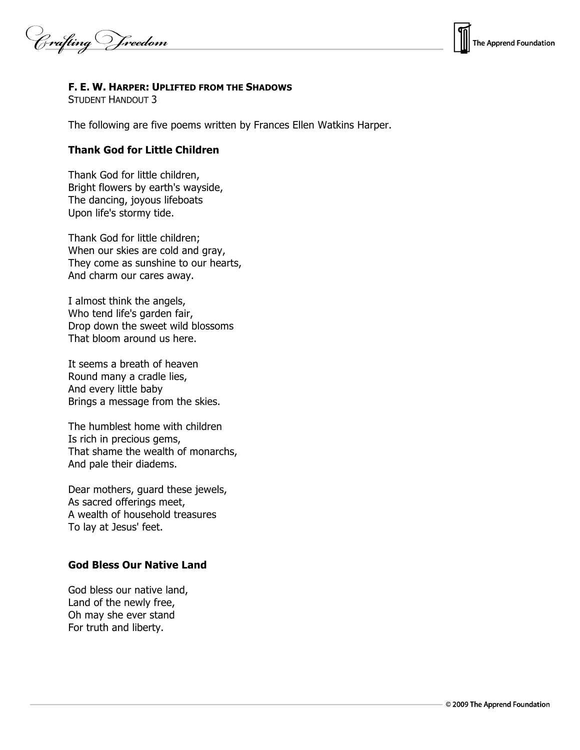**F. E. W. HARPER: UPLIFTED FROM THE SHADOWS**
STUDENT HANDOUT 3

The following are five poems written by Frances Ellen Watkins Harper.

### Thank God for Little Children

Thank God for little children,
Bright flowers by earth's wayside,
The dancing, joyous lifeboats
Upon life's stormy tide.

Thank God for little children;
When our skies are cold and gray,
They come as sunshine to our hearts,
And charm our cares away.

I almost think the angels,
Who tend life's garden fair,
Drop down the sweet wild blossoms
That bloom around us here.

It seems a breath of heaven
Round many a cradle lies,
And every little baby
Brings a message from the skies.

The humblest home with children
Is rich in precious gems,
That shame the wealth of monarchs,
And pale their diadems.

Dear mothers, guard these jewels,
As sacred offerings meet,
A wealth of household treasures
To lay at Jesus' feet.

### God Bless Our Native Land

God bless our native land,
Land of the newly free,
Oh may she ever stand
For truth and liberty.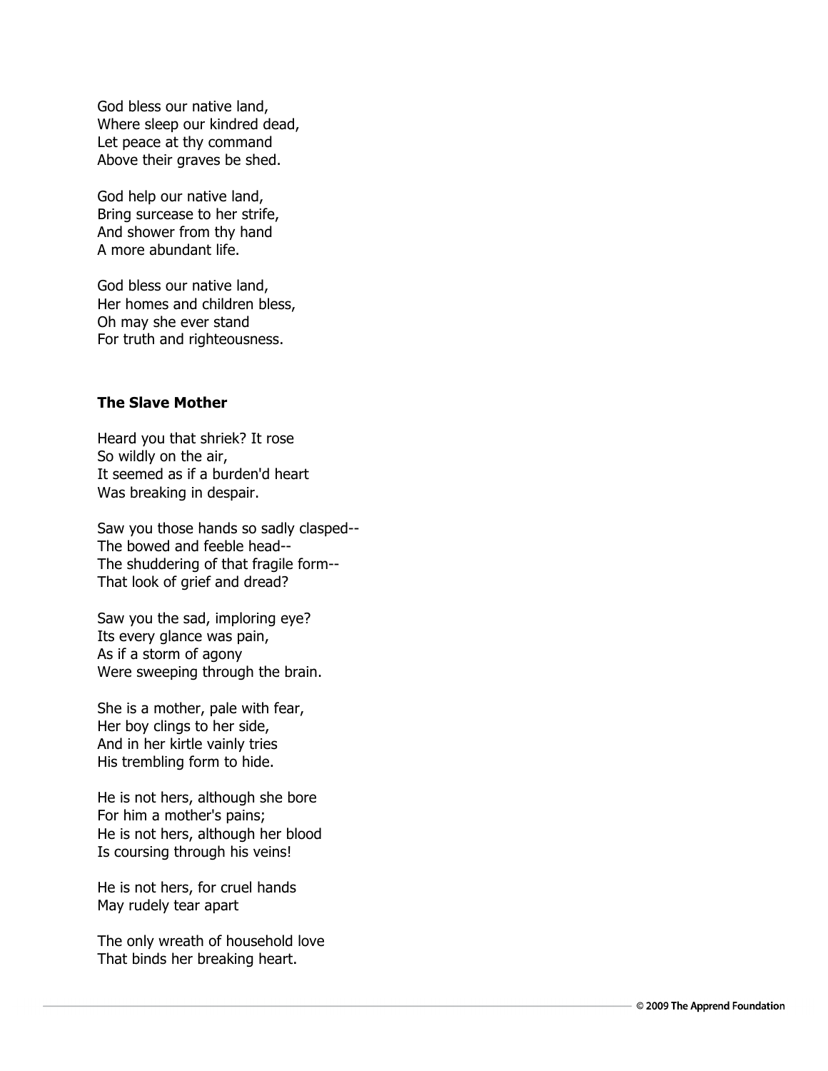God bless our native land,  
Where sleep our kindred dead,  
Let peace at thy command  
Above their graves be shed.

God help our native land,  
Bring surcease to her strife,  
And shower from thy hand  
A more abundant life.

God bless our native land,  
Her homes and children bless,  
Oh may she ever stand  
For truth and righteousness.

**The Slave Mother**

Heard you that shriek? It rose  
So wildly on the air,  
It seemed as if a burden'd heart  
Was breaking in despair.

Saw you those hands so sadly clasped--  
The bowed and feeble head--  
The shuddering of that fragile form--  
That look of grief and dread?

Saw you the sad, imploring eye?  
Its every glance was pain,  
As if a storm of agony  
Were sweeping through the brain.

She is a mother, pale with fear,  
Her boy clings to her side,  
And in her kirtle vainly tries  
His trembling form to hide.

He is not hers, although she bore  
For him a mother's pains;  
He is not hers, although her blood  
Is coursing through his veins!

He is not hers, for cruel hands  
May rudely tear apart

The only wreath of household love  
That binds her breaking heart.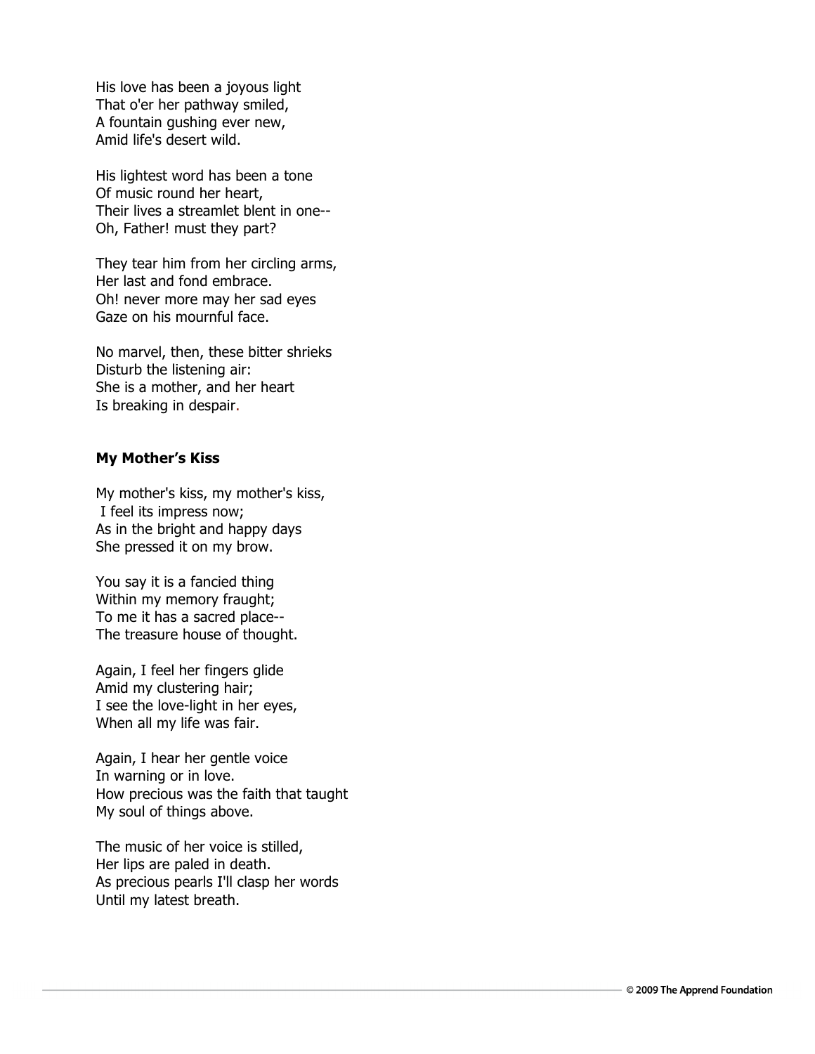His love has been a joyous light
That o'er her pathway smiled,
A fountain gushing ever new,
Amid life's desert wild.

His lightest word has been a tone
Of music round her heart,
Their lives a streamlet blent in one--
Oh, Father! must they part?

They tear him from her circling arms,
Her last and fond embrace.
Oh! never more may her sad eyes
Gaze on his mournful face.

No marvel, then, these bitter shrieks
Disturb the listening air:
She is a mother, and her heart
Is breaking in despair.

**My Mother's Kiss**

My mother's kiss, my mother's kiss,
I feel its impress now;
As in the bright and happy days
She pressed it on my brow.

You say it is a fancied thing
Within my memory fraught;
To me it has a sacred place--
The treasure house of thought.

Again, I feel her fingers glide
Amid my clustering hair;
I see the love-light in her eyes,
When all my life was fair.

Again, I hear her gentle voice
In warning or in love.
How precious was the faith that taught
My soul of things above.

The music of her voice is stilled,
Her lips are paled in death.
As precious pearls I'll clasp her words
Until my latest breath.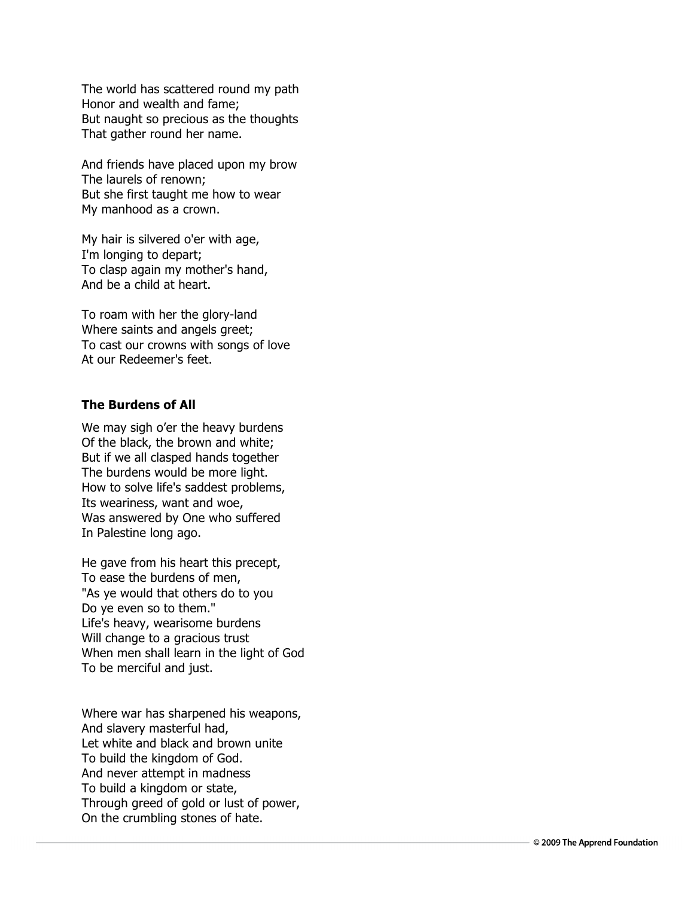The world has scattered round my path
Honor and wealth and fame;
But naught so precious as the thoughts
That gather round her name.

And friends have placed upon my brow
The laurels of renown;
But she first taught me how to wear
My manhood as a crown.

My hair is silvered o'er with age,
I'm longing to depart;
To clasp again my mother's hand,
And be a child at heart.

To roam with her the glory-land
Where saints and angels greet;
To cast our crowns with songs of love
At our Redeemer's feet.

**The Burdens of All**

We may sigh o'er the heavy burdens
Of the black, the brown and white;
But if we all clasped hands together
The burdens would be more light.
How to solve life's saddest problems,
Its weariness, want and woe,
Was answered by One who suffered
In Palestine long ago.

He gave from his heart this precept,
To ease the burdens of men,
"As ye would that others do to you
Do ye even so to them."
Life's heavy, wearisome burdens
Will change to a gracious trust
When men shall learn in the light of God
To be merciful and just.

Where war has sharpened his weapons,
And slavery masterful had,
Let white and black and brown unite
To build the kingdom of God.
And never attempt in madness
To build a kingdom or state,
Through greed of gold or lust of power,
On the crumbling stones of hate.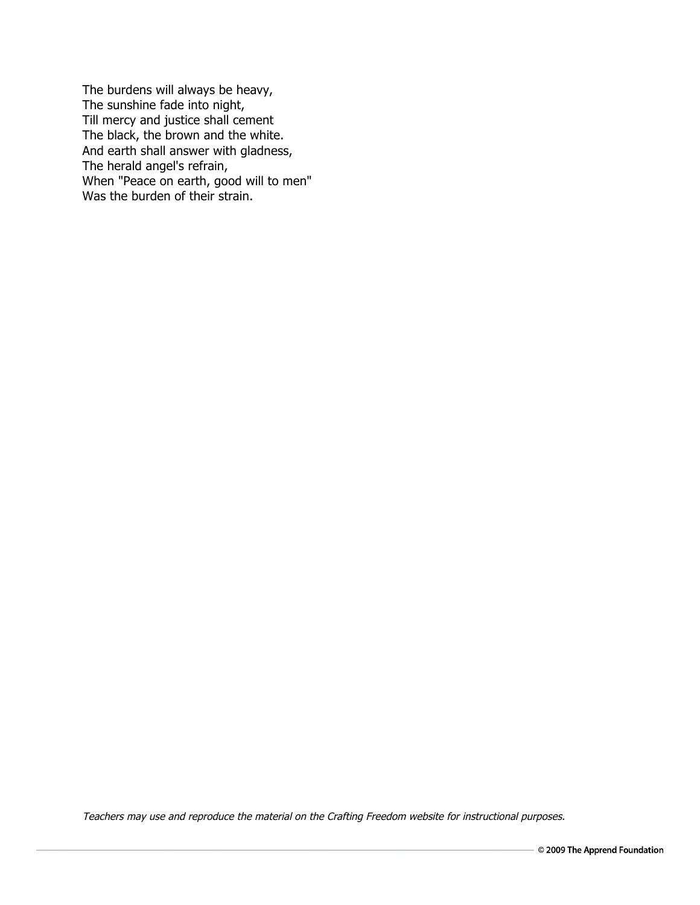The burdens will always be heavy,  
The sunshine fade into night,  
Till mercy and justice shall cement  
The black, the brown and the white.  
And earth shall answer with gladness,  
The herald angel's refrain,  
When "Peace on earth, good will to men"  
Was the burden of their strain.

*Teachers may use and reproduce the material on the Crafting Freedom website for instructional purposes.*

© 2009 The Apprend Foundation